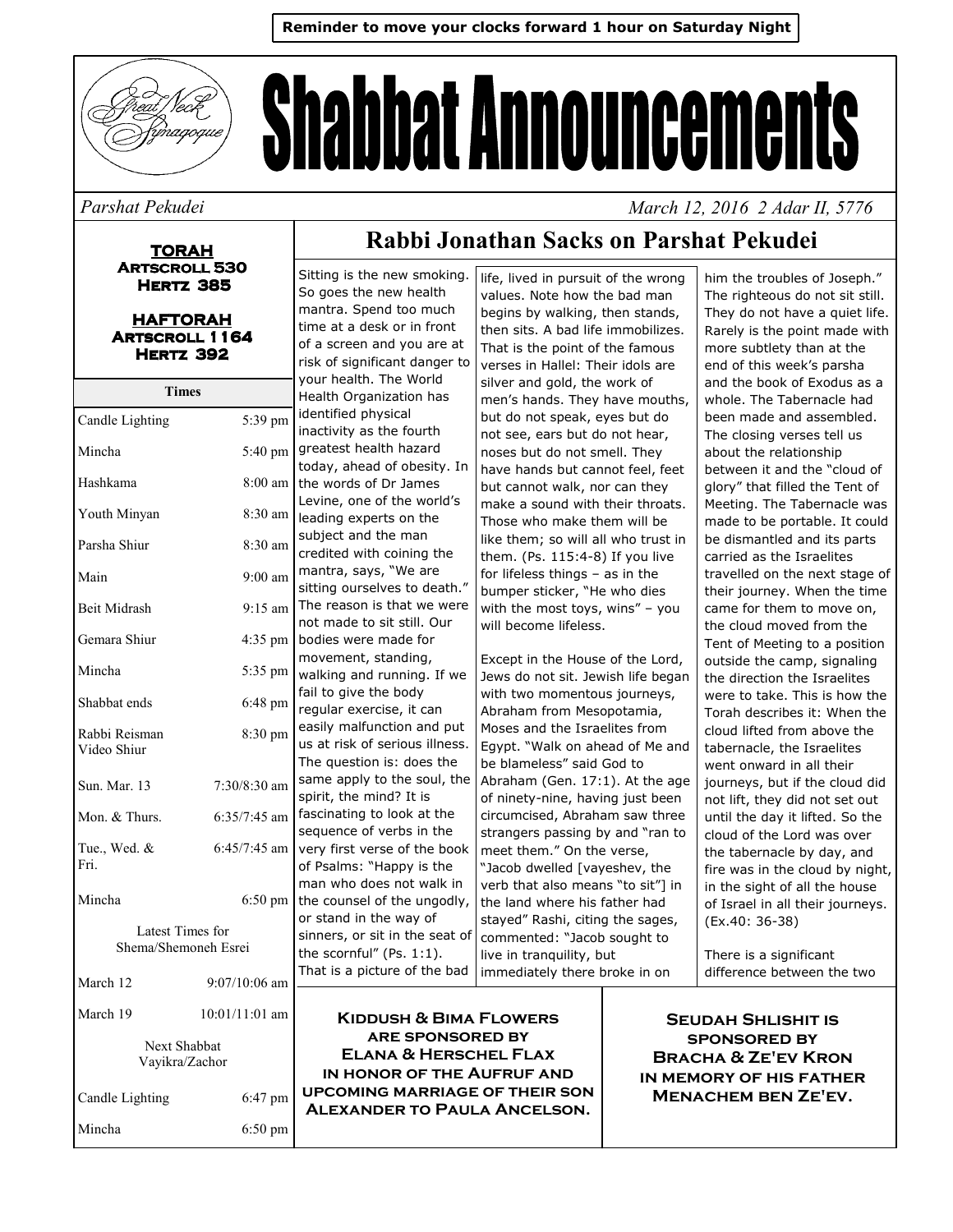**Reminder to move your clocks forward 1 hour on Saturday Night**

# Shabbat Announcements

Great Neck Synagogue

*Parshat Pekudei* *March 12, 2016 2 Adar II, 5776*

**TORAH**
**Artscroll 530**
**Hertz 385**

**HAFTORAH**
**Artscroll 1164**
**Hertz 392**

| Times | |
|---|---|
| Candle Lighting | 5:39 pm |
| Mincha | 5:40 pm |
| Hashkama | 8:00 am |
| Youth Minyan | 8:30 am |
| Parsha Shiur | 8:30 am |
| Main | 9:00 am |
| Beit Midrash | 9:15 am |
| Gemara Shiur | 4:35 pm |
| Mincha | 5:35 pm |
| Shabbat ends | 6:48 pm |
| Rabbi Reisman Video Shiur | 8:30 pm |
| Sun. Mar. 13 | 7:30/8:30 am |
| Mon. & Thurs. | 6:35/7:45 am |
| Tue., Wed. & Fri. | 6:45/7:45 am |
| Mincha | 6:50 pm |
| Latest Times for Shema/Shemoneh Esrei | |
| March 12 | 9:07/10:06 am |
| March 19 | 10:01/11:01 am |
| Next Shabbat Vayikra/Zachor | |
| Candle Lighting | 6:47 pm |
| Mincha | 6:50 pm |

## Rabbi Jonathan Sacks on Parshat Pekudei

Sitting is the new smoking. So goes the new health mantra. Spend too much time at a desk or in front of a screen and you are at risk of significant danger to your health. The World Health Organization has identified physical inactivity as the fourth greatest health hazard today, ahead of obesity. In the words of Dr James Levine, one of the world's leading experts on the subject and the man credited with coining the mantra, says, "We are sitting ourselves to death." The reason is that we were not made to sit still. Our bodies were made for movement, standing, walking and running. If we fail to give the body regular exercise, it can easily malfunction and put us at risk of serious illness. The question is: does the same apply to the soul, the spirit, the mind? It is fascinating to look at the sequence of verbs in the very first verse of the book of Psalms: "Happy is the man who does not walk in the counsel of the ungodly, or stand in the way of sinners, or sit in the seat of the scornful" (Ps. 1:1). That is a picture of the bad life, lived in pursuit of the wrong values. Note how the bad man begins by walking, then stands, then sits. A bad life immobilizes. That is the point of the famous verses in Hallel: Their idols are silver and gold, the work of men's hands. They have mouths, but do not speak, eyes but do not see, ears but do not hear, noses but do not smell. They have hands but cannot feel, feet but cannot walk, nor can they make a sound with their throats. Those who make them will be like them; so will all who trust in them. (Ps. 115:4-8) If you live for lifeless things – as in the bumper sticker, "He who dies with the most toys, wins" – you will become lifeless.

Except in the House of the Lord, Jews do not sit. Jewish life began with two momentous journeys, Abraham from Mesopotamia, Moses and the Israelites from Egypt. "Walk on ahead of Me and be blameless" said God to Abraham (Gen. 17:1). At the age of ninety-nine, having just been circumcised, Abraham saw three strangers passing by and "ran to meet them." On the verse, "Jacob dwelled [vayeshev, the verb that also means "to sit"] in the land where his father had stayed" Rashi, citing the sages, commented: "Jacob sought to live in tranquility, but immediately there broke in on him the troubles of Joseph." The righteous do not sit still. They do not have a quiet life. Rarely is the point made with more subtlety than at the end of this week's parsha and the book of Exodus as a whole. The Tabernacle had been made and assembled. The closing verses tell us about the relationship between it and the "cloud of glory" that filled the Tent of Meeting. The Tabernacle was made to be portable. It could be dismantled and its parts carried as the Israelites travelled on the next stage of their journey. When the time came for them to move on, the cloud moved from the Tent of Meeting to a position outside the camp, signaling the direction the Israelites were to take. This is how the Torah describes it: When the cloud lifted from above the tabernacle, the Israelites went onward in all their journeys, but if the cloud did not lift, they did not set out until the day it lifted. So the cloud of the Lord was over the tabernacle by day, and fire was in the cloud by night, in the sight of all the house of Israel in all their journeys. (Ex.40: 36-38)

There is a significant difference between the two

**Kiddush & Bima Flowers are sponsored by Elana & Herschel Flax in honor of the Aufruf and upcoming marriage of their son Alexander to Paula Ancelson.**

**Seudah Shlishit is sponsored by Bracha & Ze'ev Kron in memory of his father Menachem ben Ze'ev.**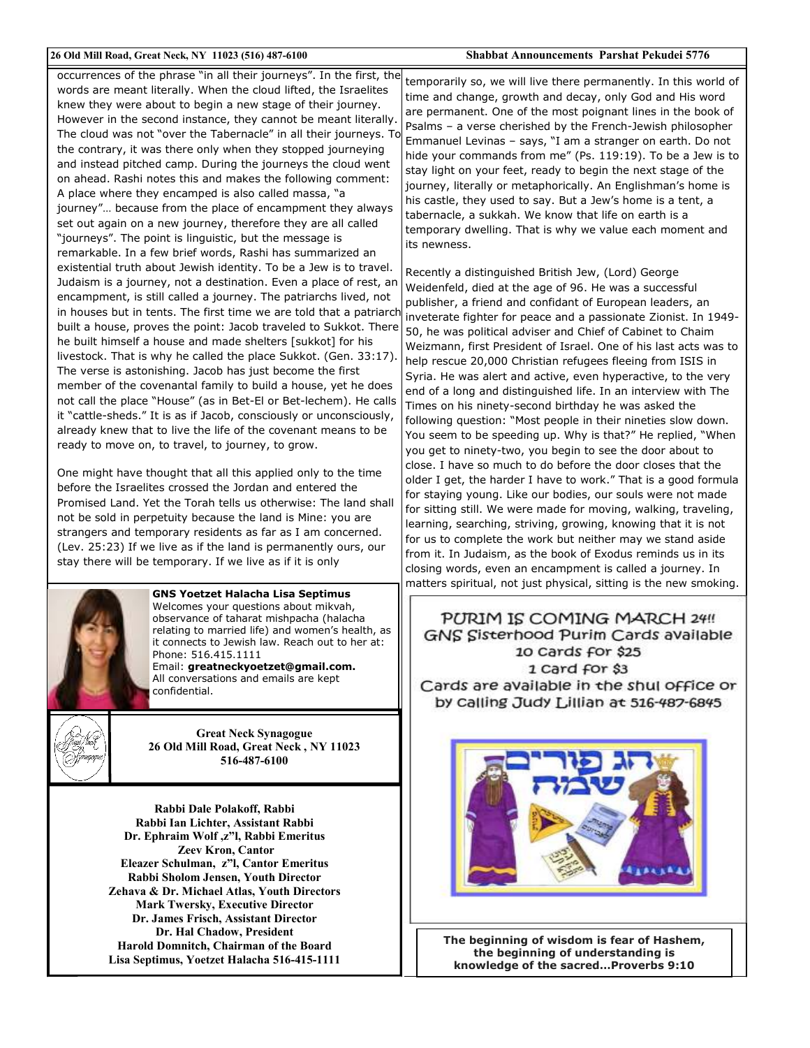occurrences of the phrase "in all their journeys". In the first, the words are meant literally. When the cloud lifted, the Israelites knew they were about to begin a new stage of their journey. However in the second instance, they cannot be meant literally. The cloud was not "over the Tabernacle" in all their journeys. To the contrary, it was there only when they stopped journeying and instead pitched camp. During the journeys the cloud went on ahead. Rashi notes this and makes the following comment: A place where they encamped is also called massa, "a journey"… because from the place of encampment they always set out again on a new journey, therefore they are all called "journeys". The point is linguistic, but the message is remarkable. In a few brief words, Rashi has summarized an existential truth about Jewish identity. To be a Jew is to travel. Judaism is a journey, not a destination. Even a place of rest, an encampment, is still called a journey. The patriarchs lived, not in houses but in tents. The first time we are told that a patriarch built a house, proves the point: Jacob traveled to Sukkot. There he built himself a house and made shelters [sukkot] for his livestock. That is why he called the place Sukkot. (Gen. 33:17). The verse is astonishing. Jacob has just become the first member of the covenantal family to build a house, yet he does not call the place "House" (as in Bet-El or Bet-lechem). He calls it "cattle-sheds." It is as if Jacob, consciously or unconsciously, already knew that to live the life of the covenant means to be ready to move on, to travel, to journey, to grow.

One might have thought that all this applied only to the time before the Israelites crossed the Jordan and entered the Promised Land. Yet the Torah tells us otherwise: The land shall not be sold in perpetuity because the land is Mine: you are strangers and temporary residents as far as I am concerned. (Lev. 25:23) If we live as if the land is permanently ours, our stay there will be temporary. If we live as if it is only temporarily so, we will live there permanently. In this world of time and change, growth and decay, only God and His word are permanent. One of the most poignant lines in the book of Psalms – a verse cherished by the French-Jewish philosopher Emmanuel Levinas – says, "I am a stranger on earth. Do not hide your commands from me" (Ps. 119:19). To be a Jew is to stay light on your feet, ready to begin the next stage of the journey, literally or metaphorically. An Englishman's home is his castle, they used to say. But a Jew's home is a tent, a tabernacle, a sukkah. We know that life on earth is a temporary dwelling. That is why we value each moment and its newness.

Recently a distinguished British Jew, (Lord) George Weidenfeld, died at the age of 96. He was a successful publisher, a friend and confidant of European leaders, an inveterate fighter for peace and a passionate Zionist. In 1949-50, he was political adviser and Chief of Cabinet to Chaim Weizmann, first President of Israel. One of his last acts was to help rescue 20,000 Christian refugees fleeing from ISIS in Syria. He was alert and active, even hyperactive, to the very end of a long and distinguished life. In an interview with The Times on his ninety-second birthday he was asked the following question: "Most people in their nineties slow down. You seem to be speeding up. Why is that?" He replied, "When you get to ninety-two, you begin to see the door about to close. I have so much to do before the door closes that the older I get, the harder I have to work." That is a good formula for staying young. Like our bodies, our souls were not made for sitting still. We were made for moving, walking, traveling, learning, searching, striving, growing, knowing that it is not for us to complete the work but neither may we stand aside from it. In Judaism, as the book of Exodus reminds us in its closing words, even an encampment is called a journey. In matters spiritual, not just physical, sitting is the new smoking.

**GNS Yoetzet Halacha Lisa Septimus**
Welcomes your questions about mikvah, observance of taharat mishpacha (halacha relating to married life) and women's health, as it connects to Jewish law. Reach out to her at:
Phone: 516.415.1111
Email: **greatneckyoetzet@gmail.com.**
All conversations and emails are kept confidential.

**Great Neck Synagogue**
**26 Old Mill Road, Great Neck , NY 11023**
**516-487-6100**

**Rabbi Dale Polakoff, Rabbi**
**Rabbi Ian Lichter, Assistant Rabbi**
**Dr. Ephraim Wolf ,z"l, Rabbi Emeritus**
**Zeev Kron, Cantor**
**Eleazer Schulman, z"l, Cantor Emeritus**
**Rabbi Sholom Jensen, Youth Director**
**Zehava & Dr. Michael Atlas, Youth Directors**
**Mark Twersky, Executive Director**
**Dr. James Frisch, Assistant Director**
**Dr. Hal Chadow, President**
**Harold Domnitch, Chairman of the Board**
**Lisa Septimus, Yoetzet Halacha 516-415-1111**

PURIM IS COMING MARCH 24!!
GNS Sisterhood Purim Cards available
10 cards for $25
1 card for $3
Cards are available in the shul office or by calling Judy Lillian at 516-487-6845

חג פורים שמח

**The beginning of wisdom is fear of Hashem, the beginning of understanding is knowledge of the sacred…Proverbs 9:10**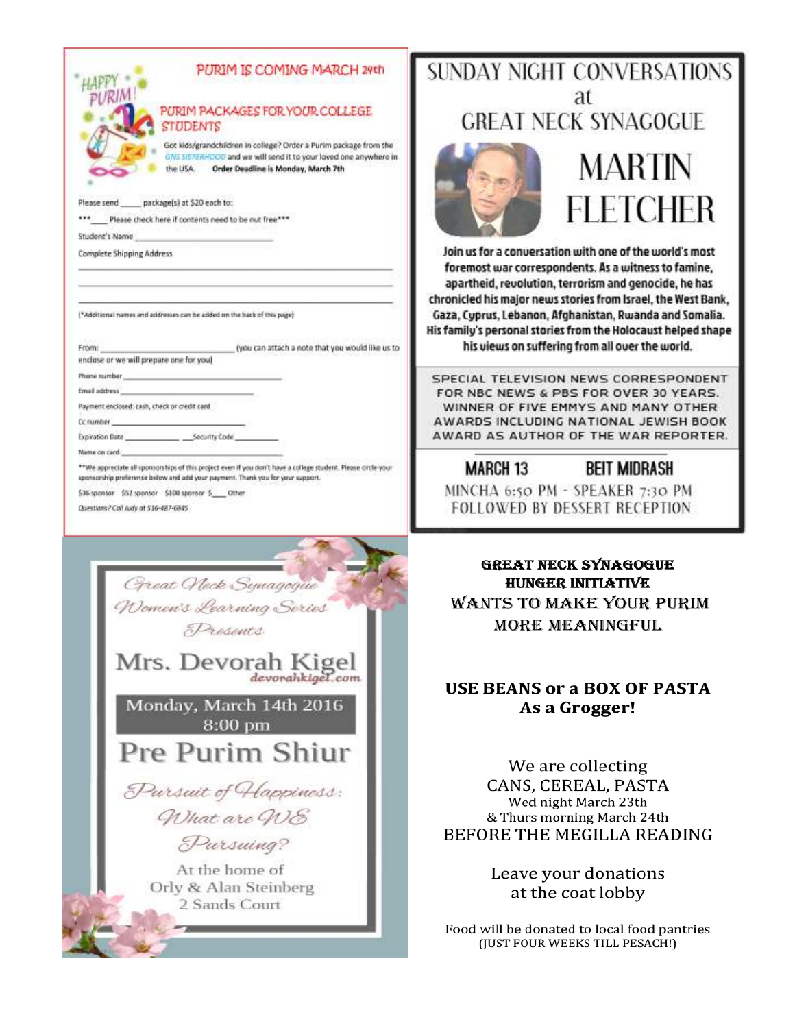HAPPY PURIM!

## PURIM IS COMING MARCH 24th

### PURIM PACKAGES FOR YOUR COLLEGE STUDENTS

Got kids/grandchildren in college? Order a Purim package from the GNS SISTERHOOD and we will send it to your loved one anywhere in the USA. **Order Deadline is Monday, March 7th**

Please send _____ package(s) at $20 each to:

***____ Please check here if contents need to be nut free***

Student's Name ______________________________

Complete Shipping Address

______________________________________________

______________________________________________

______________________________________________

(*Additional names and addresses can be added on the back of this page)

From: ______________________________ (you can attach a note that you would like us to enclose or we will prepare one for you)

Phone number ______________________________

Email address ______________________________

Payment enclosed: cash, check or credit card

Cc number ______________________________

Expiration Date ____________ ___Security Code ____________

Name on card ______________________________

**We appreciate all sponsorships of this project even if you don't have a college student. Please circle your sponsorship preference below and add your payment. Thank you for your support.

$36 sponsor $52 sponsor $100 sponsor $____ Other

*Questions? Call Judy at 516-487-6845*

# SUNDAY NIGHT CONVERSATIONS at GREAT NECK SYNAGOGUE

# MARTIN FLETCHER

**Join us for a conversation with one of the world's most foremost war correspondents. As a witness to famine, apartheid, revolution, terrorism and genocide, he has chronicled his major news stories from Israel, the West Bank, Gaza, Cyprus, Lebanon, Afghanistan, Rwanda and Somalia. His family's personal stories from the Holocaust helped shape his views on suffering from all over the world.**

SPECIAL TELEVISION NEWS CORRESPONDENT FOR NBC NEWS & PBS FOR OVER 30 YEARS. WINNER OF FIVE EMMYS AND MANY OTHER AWARDS INCLUDING NATIONAL JEWISH BOOK AWARD AS AUTHOR OF THE WAR REPORTER.

**MARCH 13** **BEIT MIDRASH**

MINCHA 6:50 PM - SPEAKER 7:30 PM

FOLLOWED BY DESSERT RECEPTION

*Great Neck Synagogue Women's Learning Series Presents*

## Mrs. Devorah Kigel

devorahkigel.com

**Monday, March 14th 2016 8:00 pm**

## Pre Purim Shiur

*Pursuit of Happiness: What are WE Pursuing?*

At the home of Orly & Alan Steinberg

2 Sands Court

**GREAT NECK SYNAGOGUE HUNGER INITIATIVE**

WANTS TO MAKE YOUR PURIM MORE MEANINGFUL

**USE BEANS or a BOX OF PASTA As a Grogger!**

We are collecting
CANS, CEREAL, PASTA
Wed night March 23th
& Thurs morning March 24th
BEFORE THE MEGILLA READING

Leave your donations at the coat lobby

Food will be donated to local food pantries
(JUST FOUR WEEKS TILL PESACH!)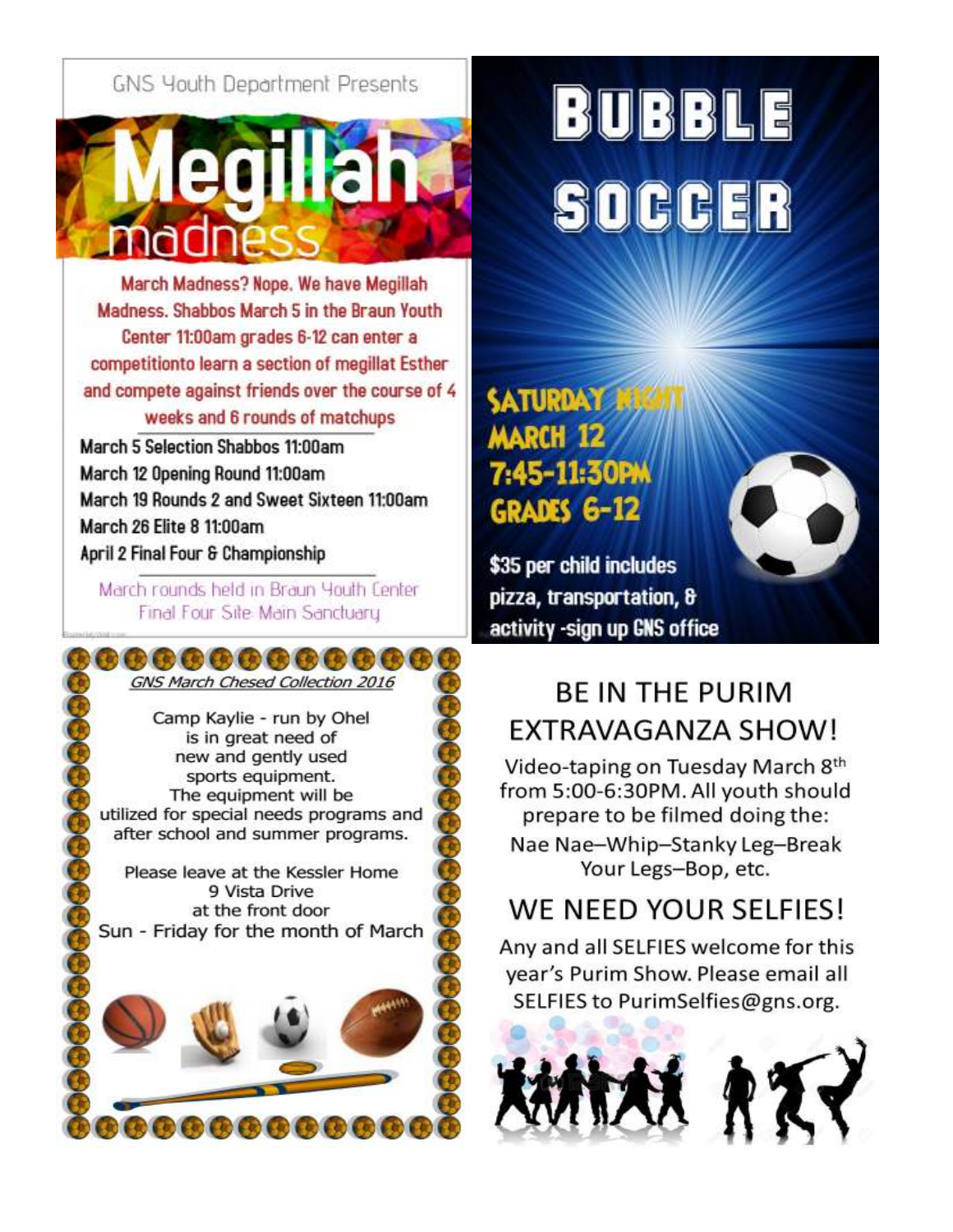GNS Youth Department Presents

# Megillah madness

March Madness? Nope. We have Megillah Madness. Shabbos March 5 in the Braun Youth Center 11:00am grades 6-12 can enter a competitionto learn a section of megillat Esther and compete against friends over the course of 4 weeks and 6 rounds of matchups

March 5 Selection Shabbos 11:00am
March 12 Opening Round 11:00am
March 19 Rounds 2 and Sweet Sixteen 11:00am
March 26 Elite 8 11:00am
April 2 Final Four & Championship

March rounds held in Braun Youth Center
Final Four Site: Main Sanctuary

# BUBBLE SOCCER

**SATURDAY NIGHT**
**MARCH 12**
**7:45-11:30PM**
**GRADES 6-12**

$35 per child includes pizza, transportation, & activity -sign up GNS office

*GNS March Chesed Collection 2016*

Camp Kaylie - run by Ohel is in great need of new and gently used sports equipment. The equipment will be utilized for special needs programs and after school and summer programs.

Please leave at the Kessler Home
9 Vista Drive
at the front door
Sun - Friday for the month of March

## BE IN THE PURIM EXTRAVAGANZA SHOW!

Video-taping on Tuesday March 8th from 5:00-6:30PM. All youth should prepare to be filmed doing the:

Nae Nae–Whip–Stanky Leg–Break Your Legs–Bop, etc.

## WE NEED YOUR SELFIES!

Any and all SELFIES welcome for this year's Purim Show. Please email all SELFIES to PurimSelfies@gns.org.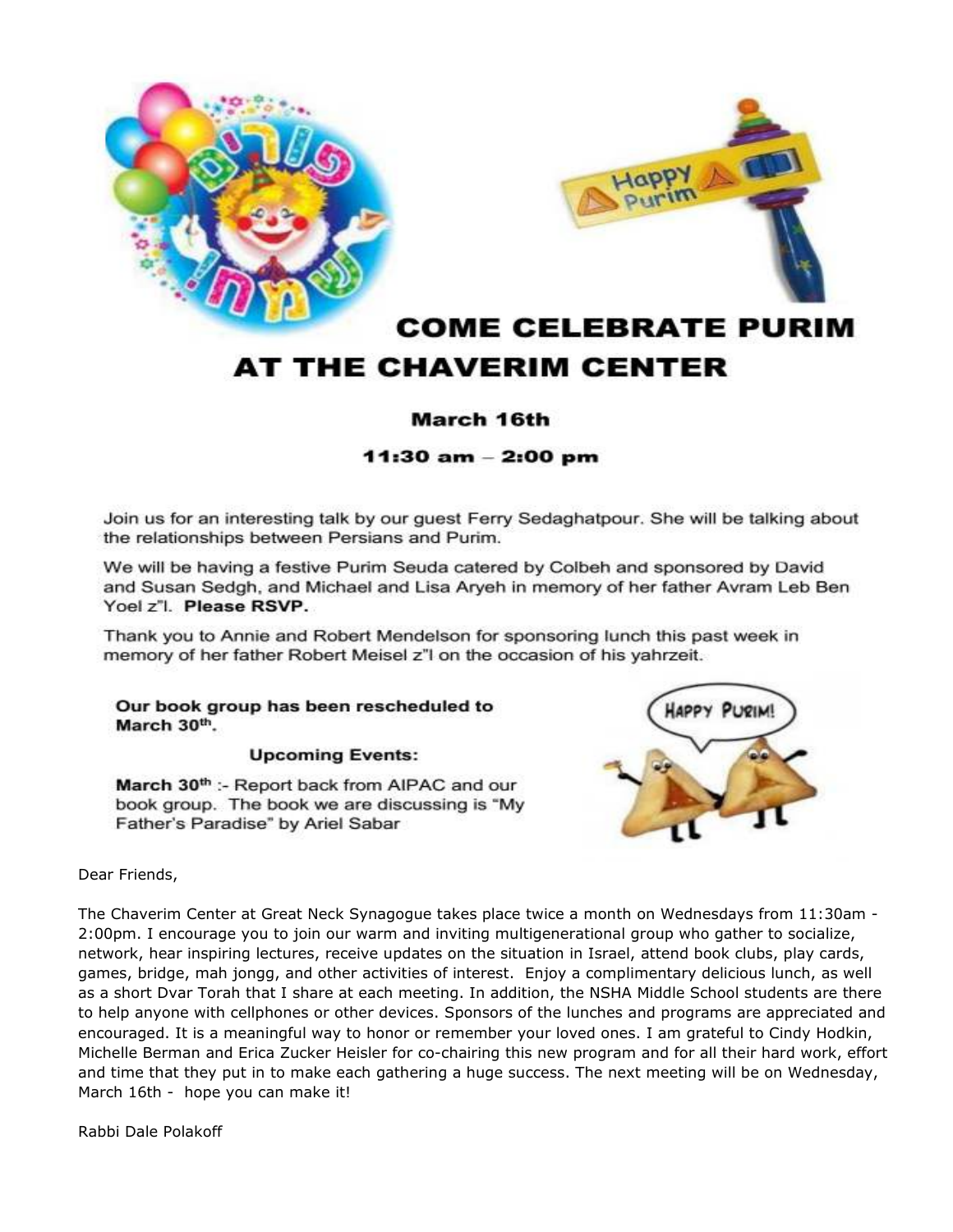# COME CELEBRATE PURIM AT THE CHAVERIM CENTER

**March 16th**

**11:30 am – 2:00 pm**

Join us for an interesting talk by our guest Ferry Sedaghatpour. She will be talking about the relationships between Persians and Purim.

We will be having a festive Purim Seuda catered by Colbeh and sponsored by David and Susan Sedgh, and Michael and Lisa Aryeh in memory of her father Avram Leb Ben Yoel z"l. **Please RSVP.**

Thank you to Annie and Robert Mendelson for sponsoring lunch this past week in memory of her father Robert Meisel z"l on the occasion of his yahrzeit.

**Our book group has been rescheduled to March 30th.**

**Upcoming Events:**

**March 30th** :- Report back from AIPAC and our book group. The book we are discussing is "My Father's Paradise" by Ariel Sabar

Dear Friends,

The Chaverim Center at Great Neck Synagogue takes place twice a month on Wednesdays from 11:30am - 2:00pm. I encourage you to join our warm and inviting multigenerational group who gather to socialize, network, hear inspiring lectures, receive updates on the situation in Israel, attend book clubs, play cards, games, bridge, mah jongg, and other activities of interest. Enjoy a complimentary delicious lunch, as well as a short Dvar Torah that I share at each meeting. In addition, the NSHA Middle School students are there to help anyone with cellphones or other devices. Sponsors of the lunches and programs are appreciated and encouraged. It is a meaningful way to honor or remember your loved ones. I am grateful to Cindy Hodkin, Michelle Berman and Erica Zucker Heisler for co-chairing this new program and for all their hard work, effort and time that they put in to make each gathering a huge success. The next meeting will be on Wednesday, March 16th - hope you can make it!

Rabbi Dale Polakoff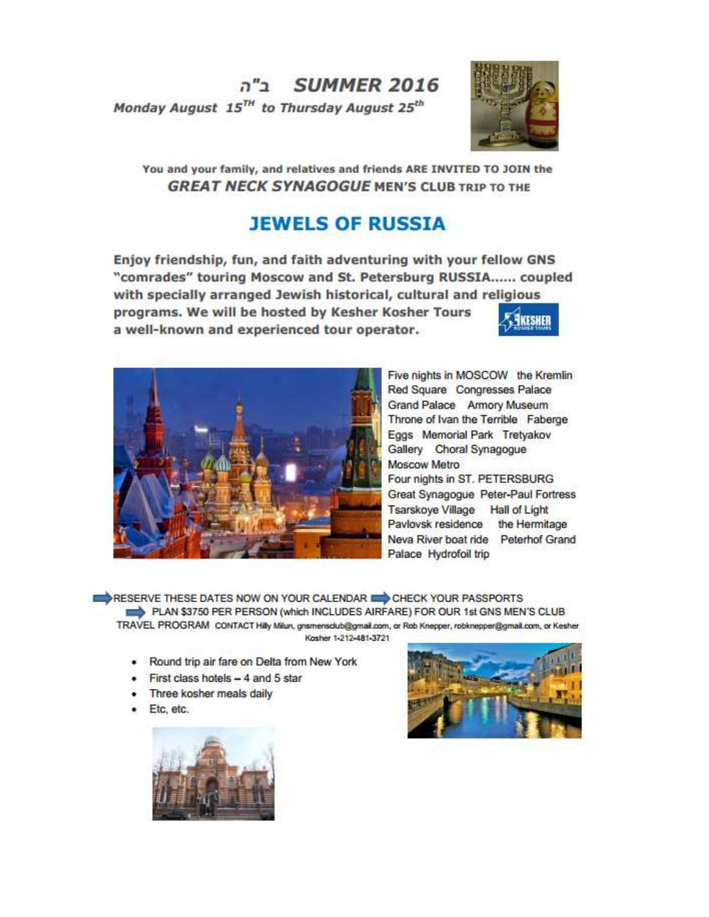# ב"ה SUMMER 2016

***Monday August 15TH to Thursday August 25th***

**You and your family, and relatives and friends ARE INVITED TO JOIN the *GREAT NECK SYNAGOGUE* MEN'S CLUB TRIP TO THE**

## JEWELS OF RUSSIA

**Enjoy friendship, fun, and faith adventuring with your fellow GNS "comrades" touring Moscow and St. Petersburg RUSSIA...... coupled with specially arranged Jewish historical, cultural and religious programs. We will be hosted by Kesher Kosher Tours a well-known and experienced tour operator.**

Five nights in MOSCOW the Kremlin Red Square Congresses Palace Grand Palace Armory Museum Throne of Ivan the Terrible Faberge Eggs Memorial Park Tretyakov Gallery Choral Synagogue Moscow Metro

Four nights in ST. PETERSBURG Great Synagogue Peter-Paul Fortress Tsarskoye Village Hall of Light Pavlovsk residence the Hermitage Neva River boat ride Peterhof Grand Palace Hydrofoil trip

RESERVE THESE DATES NOW ON YOUR CALENDAR CHECK YOUR PASSPORTS PLAN $3750 PER PERSON (which INCLUDES AIRFARE) FOR OUR 1st GNS MEN'S CLUB TRAVEL PROGRAM CONTACT Hilly Milun, gnsmensclub@gmail.com, or Rob Knepper, robknepper@gmail.com, or Kesher Kosher 1-212-481-3721

- Round trip air fare on Delta from New York
- First class hotels – 4 and 5 star
- Three kosher meals daily
- Etc, etc.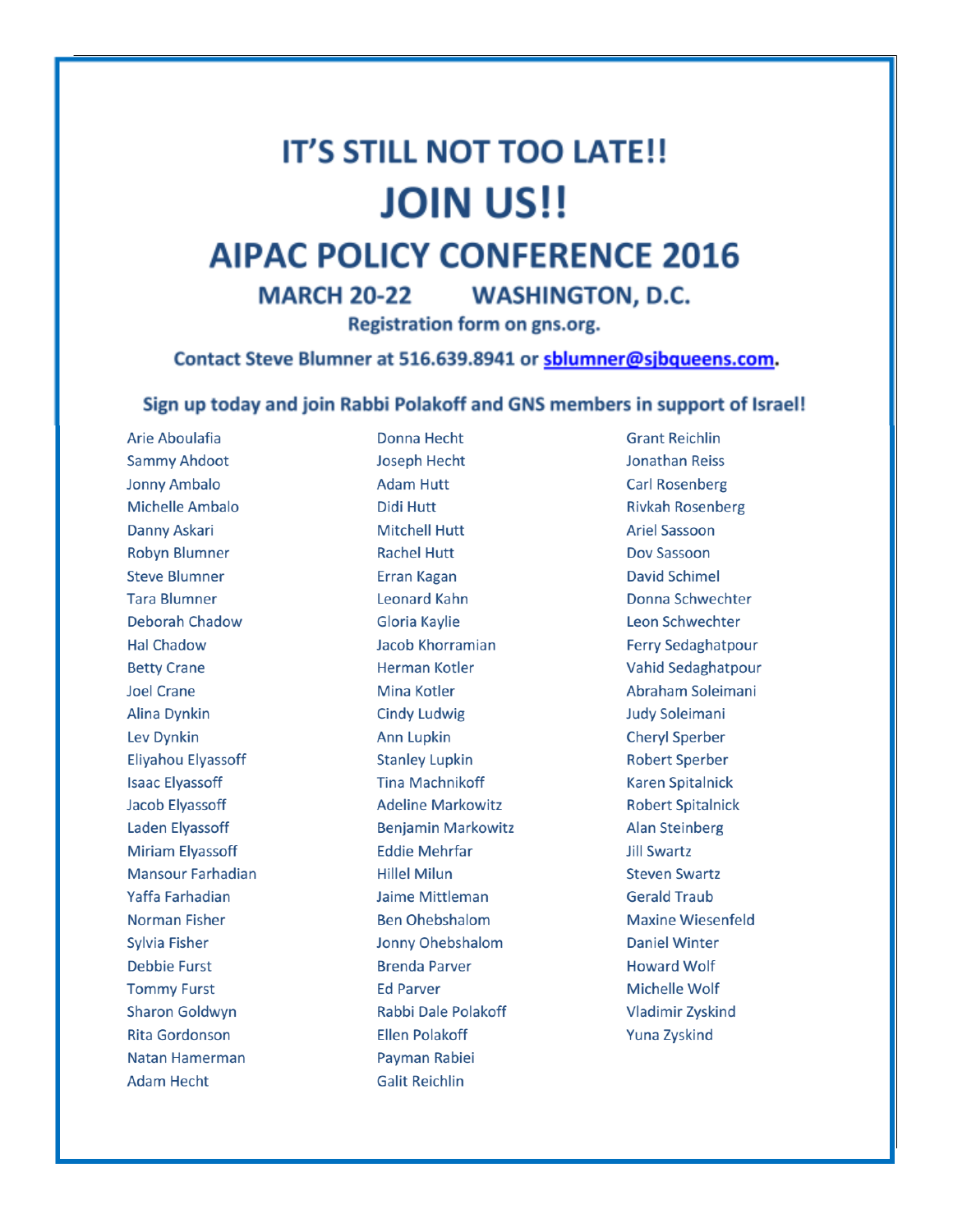# IT'S STILL NOT TOO LATE!!

# JOIN US!!

## AIPAC POLICY CONFERENCE 2016

### MARCH 20-22    WASHINGTON, D.C.

**Registration form on gns.org.**

**Contact Steve Blumner at 516.639.8941 or [sblumner@sjbqueens.com](mailto:sblumner@sjbqueens.com).**

**Sign up today and join Rabbi Polakoff and GNS members in support of Israel!**

Arie Aboulafia
Sammy Ahdoot
Jonny Ambalo
Michelle Ambalo
Danny Askari
Robyn Blumner
Steve Blumner
Tara Blumner
Deborah Chadow
Hal Chadow
Betty Crane
Joel Crane
Alina Dynkin
Lev Dynkin
Eliyahou Elyassoff
Isaac Elyassoff
Jacob Elyassoff
Laden Elyassoff
Miriam Elyassoff
Mansour Farhadian
Yaffa Farhadian
Norman Fisher
Sylvia Fisher
Debbie Furst
Tommy Furst
Sharon Goldwyn
Rita Gordonson
Natan Hamerman
Adam Hecht
Donna Hecht
Joseph Hecht
Adam Hutt
Didi Hutt
Mitchell Hutt
Rachel Hutt
Erran Kagan
Leonard Kahn
Gloria Kaylie
Jacob Khorramian
Herman Kotler
Mina Kotler
Cindy Ludwig
Ann Lupkin
Stanley Lupkin
Tina Machnikoff
Adeline Markowitz
Benjamin Markowitz
Eddie Mehrfar
Hillel Milun
Jaime Mittleman
Ben Ohebshalom
Jonny Ohebshalom
Brenda Parver
Ed Parver
Rabbi Dale Polakoff
Ellen Polakoff
Payman Rabiei
Galit Reichlin
Grant Reichlin
Jonathan Reiss
Carl Rosenberg
Rivkah Rosenberg
Ariel Sassoon
Dov Sassoon
David Schimel
Donna Schwechter
Leon Schwechter
Ferry Sedaghatpour
Vahid Sedaghatpour
Abraham Soleimani
Judy Soleimani
Cheryl Sperber
Robert Sperber
Karen Spitalnick
Robert Spitalnick
Alan Steinberg
Jill Swartz
Steven Swartz
Gerald Traub
Maxine Wiesenfeld
Daniel Winter
Howard Wolf
Michelle Wolf
Vladimir Zyskind
Yuna Zyskind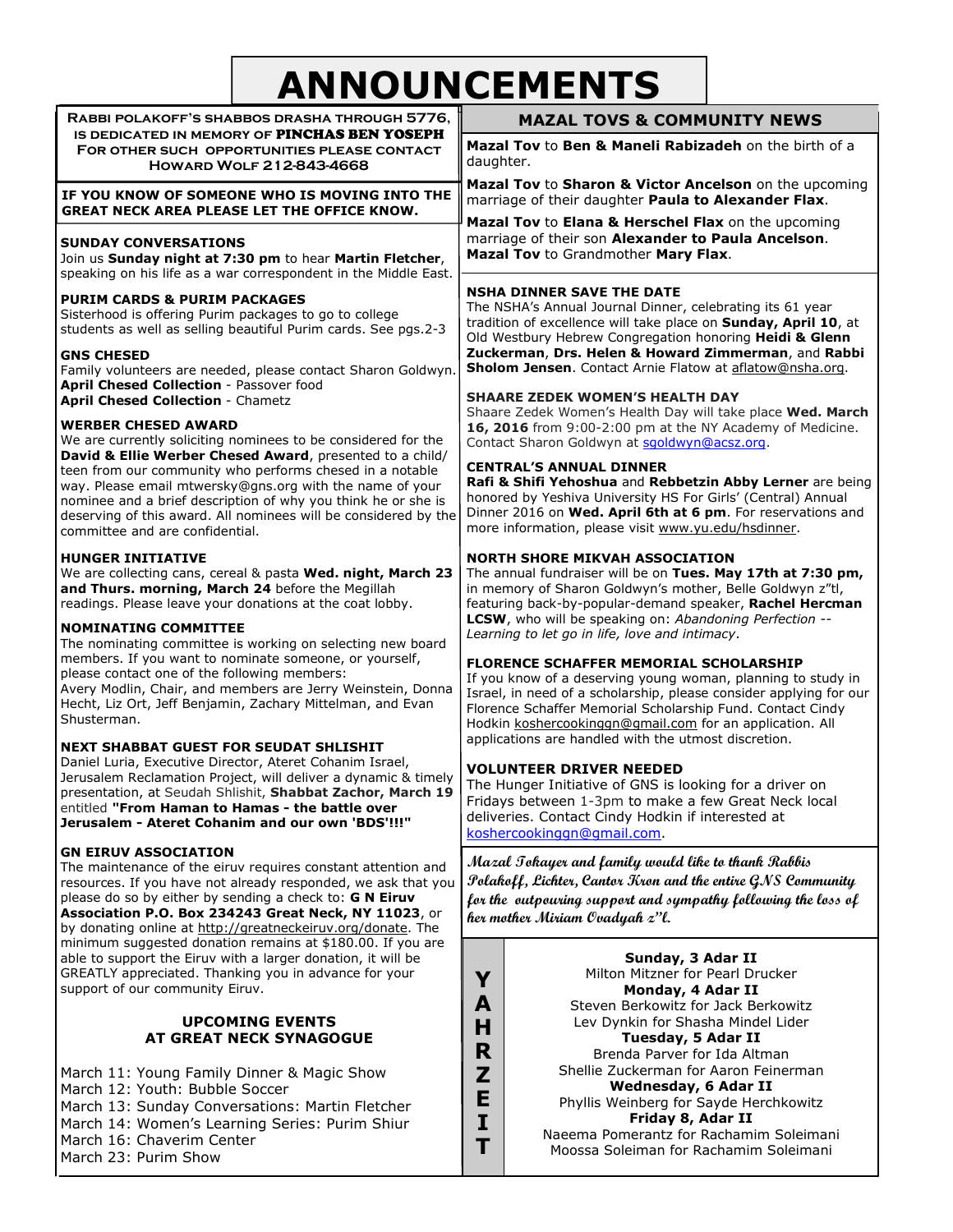# ANNOUNCEMENTS

**RABBI POLAKOFF'S SHABBOS DRASHA THROUGH 5776, IS DEDICATED IN MEMORY OF PINCHAS BEN YOSEPH**
**FOR OTHER SUCH OPPORTUNITIES PLEASE CONTACT HOWARD WOLF 212-843-4668**

**IF YOU KNOW OF SOMEONE WHO IS MOVING INTO THE GREAT NECK AREA PLEASE LET THE OFFICE KNOW.**

**SUNDAY CONVERSATIONS**
Join us **Sunday night at 7:30 pm** to hear **Martin Fletcher**, speaking on his life as a war correspondent in the Middle East.

**PURIM CARDS & PURIM PACKAGES**
Sisterhood is offering Purim packages to go to college students as well as selling beautiful Purim cards. See pgs.2-3

**GNS CHESED**
Family volunteers are needed, please contact Sharon Goldwyn.
**April Chesed Collection** - Passover food
**April Chesed Collection** - Chametz

**WERBER CHESED AWARD**
We are currently soliciting nominees to be considered for the **David & Ellie Werber Chesed Award**, presented to a child/teen from our community who performs chesed in a notable way. Please email mtwersky@gns.org with the name of your nominee and a brief description of why you think he or she is deserving of this award. All nominees will be considered by the committee and are confidential.

**HUNGER INITIATIVE**
We are collecting cans, cereal & pasta **Wed. night, March 23 and Thurs. morning, March 24** before the Megillah readings. Please leave your donations at the coat lobby.

**NOMINATING COMMITTEE**
The nominating committee is working on selecting new board members. If you want to nominate someone, or yourself, please contact one of the following members:
Avery Modlin, Chair, and members are Jerry Weinstein, Donna Hecht, Liz Ort, Jeff Benjamin, Zachary Mittelman, and Evan Shusterman.

**NEXT SHABBAT GUEST FOR SEUDAT SHLISHIT**
Daniel Luria, Executive Director, Ateret Cohanim Israel, Jerusalem Reclamation Project, will deliver a dynamic & timely presentation, at Seudah Shlishit, **Shabbat Zachor, March 19** entitled **"From Haman to Hamas - the battle over Jerusalem - Ateret Cohanim and our own 'BDS'!!!"**

**GN EIRUV ASSOCIATION**
The maintenance of the eiruv requires constant attention and resources. If you have not already responded, we ask that you please do so by either by sending a check to: **G N Eiruv Association P.O. Box 234243 Great Neck, NY 11023**, or by donating online at http://greatneckeiruv.org/donate. The minimum suggested donation remains at $180.00. If you are able to support the Eiruv with a larger donation, it will be GREATLY appreciated. Thanking you in advance for your support of our community Eiruv.

**UPCOMING EVENTS AT GREAT NECK SYNAGOGUE**

March 11: Young Family Dinner & Magic Show
March 12: Youth: Bubble Soccer
March 13: Sunday Conversations: Martin Fletcher
March 14: Women's Learning Series: Purim Shiur
March 16: Chaverim Center
March 23: Purim Show

## MAZAL TOVS & COMMUNITY NEWS

**Mazal Tov** to **Ben & Maneli Rabizadeh** on the birth of a daughter.

**Mazal Tov** to **Sharon & Victor Ancelson** on the upcoming marriage of their daughter **Paula to Alexander Flax**.

**Mazal Tov** to **Elana & Herschel Flax** on the upcoming marriage of their son **Alexander to Paula Ancelson**. **Mazal Tov** to Grandmother **Mary Flax**.

**NSHA DINNER SAVE THE DATE**
The NSHA's Annual Journal Dinner, celebrating its 61 year tradition of excellence will take place on **Sunday, April 10**, at Old Westbury Hebrew Congregation honoring **Heidi & Glenn Zuckerman**, **Drs. Helen & Howard Zimmerman**, and **Rabbi Sholom Jensen**. Contact Arnie Flatow at aflatow@nsha.org.

**SHAARE ZEDEK WOMEN'S HEALTH DAY**
Shaare Zedek Women's Health Day will take place **Wed. March 16, 2016** from 9:00-2:00 pm at the NY Academy of Medicine. Contact Sharon Goldwyn at sgoldwyn@acsz.org.

**CENTRAL'S ANNUAL DINNER**
**Rafi & Shifi Yehoshua** and **Rebbetzin Abby Lerner** are being honored by Yeshiva University HS For Girls' (Central) Annual Dinner 2016 on **Wed. April 6th at 6 pm**. For reservations and more information, please visit www.yu.edu/hsdinner.

**NORTH SHORE MIKVAH ASSOCIATION**
The annual fundraiser will be on **Tues. May 17th at 7:30 pm,** in memory of Sharon Goldwyn's mother, Belle Goldwyn z"tl, featuring back-by-popular-demand speaker, **Rachel Hercman LCSW**, who will be speaking on: *Abandoning Perfection -- Learning to let go in life, love and intimacy*.

**FLORENCE SCHAFFER MEMORIAL SCHOLARSHIP**
If you know of a deserving young woman, planning to study in Israel, in need of a scholarship, please consider applying for our Florence Schaffer Memorial Scholarship Fund. Contact Cindy Hodkin koshercookinggn@gmail.com for an application. All applications are handled with the utmost discretion.

**VOLUNTEER DRIVER NEEDED**
The Hunger Initiative of GNS is looking for a driver on Fridays between 1-3pm to make a few Great Neck local deliveries. Contact Cindy Hodkin if interested at koshercookinggn@gmail.com.

***Mazal Tokayer and family would like to thank Rabbis Polakoff, Lichter, Cantor Kron and the entire GNS Community for the outpouring support and sympathy following the loss of her mother Miriam Ovadyah z"l.***

**YAHRZEIT**

**Sunday, 3 Adar II**
Milton Mitzner for Pearl Drucker
**Monday, 4 Adar II**
Steven Berkowitz for Jack Berkowitz
Lev Dynkin for Shasha Mindel Lider
**Tuesday, 5 Adar II**
Brenda Parver for Ida Altman
Shellie Zuckerman for Aaron Feinerman
**Wednesday, 6 Adar II**
Phyllis Weinberg for Sayde Herchkowitz
**Friday 8, Adar II**
Naeema Pomerantz for Rachamim Soleimani
Moossa Soleiman for Rachamim Soleimani